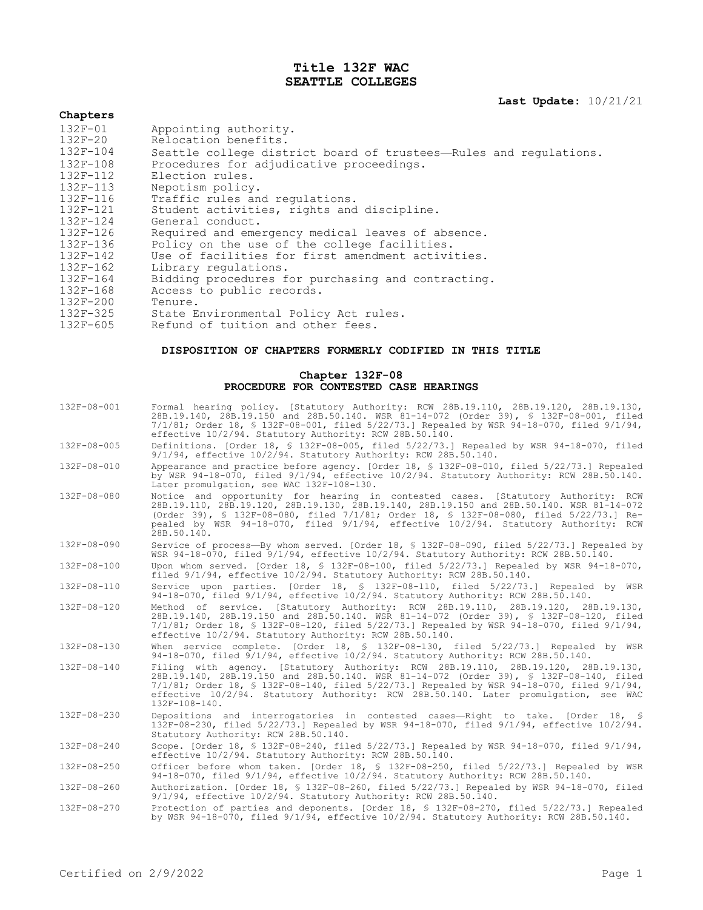# Title 132F WAC
# SEATTLE COLLEGES

**Last Update:** 10/21/21

**Chapters**

| | |
|---|---|
| 132F-01 | Appointing authority. |
| 132F-20 | Relocation benefits. |
| 132F-104 | Seattle college district board of trustees—Rules and regulations. |
| 132F-108 | Procedures for adjudicative proceedings. |
| 132F-112 | Election rules. |
| 132F-113 | Nepotism policy. |
| 132F-116 | Traffic rules and regulations. |
| 132F-121 | Student activities, rights and discipline. |
| 132F-124 | General conduct. |
| 132F-126 | Required and emergency medical leaves of absence. |
| 132F-136 | Policy on the use of the college facilities. |
| 132F-142 | Use of facilities for first amendment activities. |
| 132F-162 | Library regulations. |
| 132F-164 | Bidding procedures for purchasing and contracting. |
| 132F-168 | Access to public records. |
| 132F-200 | Tenure. |
| 132F-325 | State Environmental Policy Act rules. |
| 132F-605 | Refund of tuition and other fees. |

## DISPOSITION OF CHAPTERS FORMERLY CODIFIED IN THIS TITLE

### Chapter 132F-08
### PROCEDURE FOR CONTESTED CASE HEARINGS

| | |
|---|---|
| 132F-08-001 | Formal hearing policy. [Statutory Authority: RCW 28B.19.110, 28B.19.120, 28B.19.130, 28B.19.140, 28B.19.150 and 28B.50.140. WSR 81-14-072 (Order 39), § 132F-08-001, filed 7/1/81; Order 18, § 132F-08-001, filed 5/22/73.] Repealed by WSR 94-18-070, filed 9/1/94, effective 10/2/94. Statutory Authority: RCW 28B.50.140. |
| 132F-08-005 | Definitions. [Order 18, § 132F-08-005, filed 5/22/73.] Repealed by WSR 94-18-070, filed 9/1/94, effective 10/2/94. Statutory Authority: RCW 28B.50.140. |
| 132F-08-010 | Appearance and practice before agency. [Order 18, § 132F-08-010, filed 5/22/73.] Repealed by WSR 94-18-070, filed 9/1/94, effective 10/2/94. Statutory Authority: RCW 28B.50.140. Later promulgation, see WAC 132F-108-130. |
| 132F-08-080 | Notice and opportunity for hearing in contested cases. [Statutory Authority: RCW 28B.19.110, 28B.19.120, 28B.19.130, 28B.19.140, 28B.19.150 and 28B.50.140. WSR 81-14-072 (Order 39), § 132F-08-080, filed 7/1/81; Order 18, § 132F-08-080, filed 5/22/73.] Repealed by WSR 94-18-070, filed 9/1/94, effective 10/2/94. Statutory Authority: RCW 28B.50.140. |
| 132F-08-090 | Service of process—By whom served. [Order 18, § 132F-08-090, filed 5/22/73.] Repealed by WSR 94-18-070, filed 9/1/94, effective 10/2/94. Statutory Authority: RCW 28B.50.140. |
| 132F-08-100 | Upon whom served. [Order 18, § 132F-08-100, filed 5/22/73.] Repealed by WSR 94-18-070, filed 9/1/94, effective 10/2/94. Statutory Authority: RCW 28B.50.140. |
| 132F-08-110 | Service upon parties. [Order 18, § 132F-08-110, filed 5/22/73.] Repealed by WSR 94-18-070, filed 9/1/94, effective 10/2/94. Statutory Authority: RCW 28B.50.140. |
| 132F-08-120 | Method of service. [Statutory Authority: RCW 28B.19.110, 28B.19.120, 28B.19.130, 28B.19.140, 28B.19.150 and 28B.50.140. WSR 81-14-072 (Order 39), § 132F-08-120, filed 7/1/81; Order 18, § 132F-08-120, filed 5/22/73.] Repealed by WSR 94-18-070, filed 9/1/94, effective 10/2/94. Statutory Authority: RCW 28B.50.140. |
| 132F-08-130 | When service complete. [Order 18, § 132F-08-130, filed 5/22/73.] Repealed by WSR 94-18-070, filed 9/1/94, effective 10/2/94. Statutory Authority: RCW 28B.50.140. |
| 132F-08-140 | Filing with agency. [Statutory Authority: RCW 28B.19.110, 28B.19.120, 28B.19.130, 28B.19.140, 28B.19.150 and 28B.50.140. WSR 81-14-072 (Order 39), § 132F-08-140, filed 7/1/81; Order 18, § 132F-08-140, filed 5/22/73.] Repealed by WSR 94-18-070, filed 9/1/94, effective 10/2/94. Statutory Authority: RCW 28B.50.140. Later promulgation, see WAC 132F-108-140. |
| 132F-08-230 | Depositions and interrogatories in contested cases—Right to take. [Order 18, § 132F-08-230, filed 5/22/73.] Repealed by WSR 94-18-070, filed 9/1/94, effective 10/2/94. Statutory Authority: RCW 28B.50.140. |
| 132F-08-240 | Scope. [Order 18, § 132F-08-240, filed 5/22/73.] Repealed by WSR 94-18-070, filed 9/1/94, effective 10/2/94. Statutory Authority: RCW 28B.50.140. |
| 132F-08-250 | Officer before whom taken. [Order 18, § 132F-08-250, filed 5/22/73.] Repealed by WSR 94-18-070, filed 9/1/94, effective 10/2/94. Statutory Authority: RCW 28B.50.140. |
| 132F-08-260 | Authorization. [Order 18, § 132F-08-260, filed 5/22/73.] Repealed by WSR 94-18-070, filed 9/1/94, effective 10/2/94. Statutory Authority: RCW 28B.50.140. |
| 132F-08-270 | Protection of parties and deponents. [Order 18, § 132F-08-270, filed 5/22/73.] Repealed by WSR 94-18-070, filed 9/1/94, effective 10/2/94. Statutory Authority: RCW 28B.50.140. |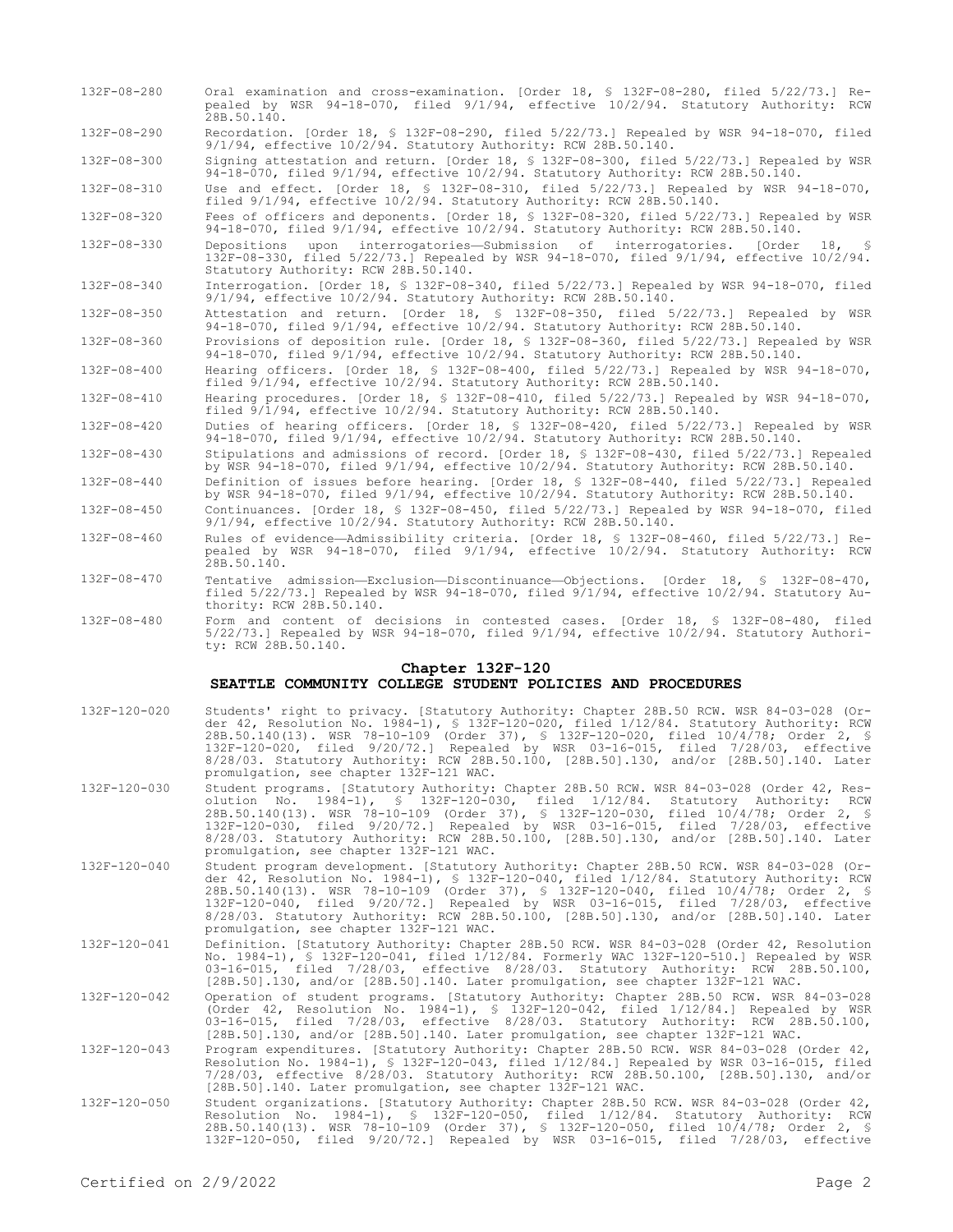132F-08-280 Oral examination and cross-examination. [Order 18, § 132F-08-280, filed 5/22/73.] Repealed by WSR 94-18-070, filed 9/1/94, effective 10/2/94. Statutory Authority: RCW 28B.50.140.

132F-08-290 Recordation. [Order 18, § 132F-08-290, filed 5/22/73.] Repealed by WSR 94-18-070, filed 9/1/94, effective 10/2/94. Statutory Authority: RCW 28B.50.140.

132F-08-300 Signing attestation and return. [Order 18, § 132F-08-300, filed 5/22/73.] Repealed by WSR 94-18-070, filed 9/1/94, effective 10/2/94. Statutory Authority: RCW 28B.50.140.

132F-08-310 Use and effect. [Order 18, § 132F-08-310, filed 5/22/73.] Repealed by WSR 94-18-070, filed 9/1/94, effective 10/2/94. Statutory Authority: RCW 28B.50.140.

132F-08-320 Fees of officers and deponents. [Order 18, § 132F-08-320, filed 5/22/73.] Repealed by WSR 94-18-070, filed 9/1/94, effective 10/2/94. Statutory Authority: RCW 28B.50.140.

132F-08-330 Depositions upon interrogatories—Submission of interrogatories. [Order 18, § 132F-08-330, filed 5/22/73.] Repealed by WSR 94-18-070, filed 9/1/94, effective 10/2/94. Statutory Authority: RCW 28B.50.140.

132F-08-340 Interrogation. [Order 18, § 132F-08-340, filed 5/22/73.] Repealed by WSR 94-18-070, filed 9/1/94, effective 10/2/94. Statutory Authority: RCW 28B.50.140.

132F-08-350 Attestation and return. [Order 18, § 132F-08-350, filed 5/22/73.] Repealed by WSR 94-18-070, filed 9/1/94, effective 10/2/94. Statutory Authority: RCW 28B.50.140.

132F-08-360 Provisions of deposition rule. [Order 18, § 132F-08-360, filed 5/22/73.] Repealed by WSR 94-18-070, filed 9/1/94, effective 10/2/94. Statutory Authority: RCW 28B.50.140.

132F-08-400 Hearing officers. [Order 18, § 132F-08-400, filed 5/22/73.] Repealed by WSR 94-18-070, filed 9/1/94, effective 10/2/94. Statutory Authority: RCW 28B.50.140.

132F-08-410 Hearing procedures. [Order 18, § 132F-08-410, filed 5/22/73.] Repealed by WSR 94-18-070, filed 9/1/94, effective 10/2/94. Statutory Authority: RCW 28B.50.140.

132F-08-420 Duties of hearing officers. [Order 18, § 132F-08-420, filed 5/22/73.] Repealed by WSR 94-18-070, filed 9/1/94, effective 10/2/94. Statutory Authority: RCW 28B.50.140.

132F-08-430 Stipulations and admissions of record. [Order 18, § 132F-08-430, filed 5/22/73.] Repealed by WSR 94-18-070, filed 9/1/94, effective 10/2/94. Statutory Authority: RCW 28B.50.140.

132F-08-440 Definition of issues before hearing. [Order 18, § 132F-08-440, filed 5/22/73.] Repealed by WSR 94-18-070, filed 9/1/94, effective 10/2/94. Statutory Authority: RCW 28B.50.140.

132F-08-450 Continuances. [Order 18, § 132F-08-450, filed 5/22/73.] Repealed by WSR 94-18-070, filed 9/1/94, effective 10/2/94. Statutory Authority: RCW 28B.50.140.

132F-08-460 Rules of evidence—Admissibility criteria. [Order 18, § 132F-08-460, filed 5/22/73.] Repealed by WSR 94-18-070, filed 9/1/94, effective 10/2/94. Statutory Authority: RCW 28B.50.140.

132F-08-470 Tentative admission—Exclusion—Discontinuance—Objections. [Order 18, § 132F-08-470, filed 5/22/73.] Repealed by WSR 94-18-070, filed 9/1/94, effective 10/2/94. Statutory Authority: RCW 28B.50.140.

132F-08-480 Form and content of decisions in contested cases. [Order 18, § 132F-08-480, filed 5/22/73.] Repealed by WSR 94-18-070, filed 9/1/94, effective 10/2/94. Statutory Authority: RCW 28B.50.140.

## Chapter 132F-120
## SEATTLE COMMUNITY COLLEGE STUDENT POLICIES AND PROCEDURES

132F-120-020 Students' right to privacy. [Statutory Authority: Chapter 28B.50 RCW. WSR 84-03-028 (Order 42, Resolution No. 1984-1), § 132F-120-020, filed 1/12/84. Statutory Authority: RCW 28B.50.140(13). WSR 78-10-109 (Order 37), § 132F-120-020, filed 10/4/78; Order 2, § 132F-120-020, filed 9/20/72.] Repealed by WSR 03-16-015, filed 7/28/03, effective 8/28/03. Statutory Authority: RCW 28B.50.100, [28B.50].130, and/or [28B.50].140. Later promulgation, see chapter 132F-121 WAC.

132F-120-030 Student programs. [Statutory Authority: Chapter 28B.50 RCW. WSR 84-03-028 (Order 42, Resolution No. 1984-1), § 132F-120-030, filed 1/12/84. Statutory Authority: RCW 28B.50.140(13). WSR 78-10-109 (Order 37), § 132F-120-030, filed 10/4/78; Order 2, § 132F-120-030, filed 9/20/72.] Repealed by WSR 03-16-015, filed 7/28/03, effective 8/28/03. Statutory Authority: RCW 28B.50.100, [28B.50].130, and/or [28B.50].140. Later promulgation, see chapter 132F-121 WAC.

132F-120-040 Student program development. [Statutory Authority: Chapter 28B.50 RCW. WSR 84-03-028 (Order 42, Resolution No. 1984-1), § 132F-120-040, filed 1/12/84. Statutory Authority: RCW 28B.50.140(13). WSR 78-10-109 (Order 37), § 132F-120-040, filed 10/4/78; Order 2, § 132F-120-040, filed 9/20/72.] Repealed by WSR 03-16-015, filed 7/28/03, effective 8/28/03. Statutory Authority: RCW 28B.50.100, [28B.50].130, and/or [28B.50].140. Later promulgation, see chapter 132F-121 WAC.

132F-120-041 Definition. [Statutory Authority: Chapter 28B.50 RCW. WSR 84-03-028 (Order 42, Resolution No. 1984-1), § 132F-120-041, filed 1/12/84. Formerly WAC 132F-120-510.] Repealed by WSR 03-16-015, filed 7/28/03, effective 8/28/03. Statutory Authority: RCW 28B.50.100, [28B.50].130, and/or [28B.50].140. Later promulgation, see chapter 132F-121 WAC.

132F-120-042 Operation of student programs. [Statutory Authority: Chapter 28B.50 RCW. WSR 84-03-028 (Order 42, Resolution No. 1984-1), § 132F-120-042, filed 1/12/84.] Repealed by WSR 03-16-015, filed 7/28/03, effective 8/28/03. Statutory Authority: RCW 28B.50.100, [28B.50].130, and/or [28B.50].140. Later promulgation, see chapter 132F-121 WAC.

132F-120-043 Program expenditures. [Statutory Authority: Chapter 28B.50 RCW. WSR 84-03-028 (Order 42, Resolution No. 1984-1), § 132F-120-043, filed 1/12/84.] Repealed by WSR 03-16-015, filed 7/28/03, effective 8/28/03. Statutory Authority: RCW 28B.50.100, [28B.50].130, and/or [28B.50].140. Later promulgation, see chapter 132F-121 WAC.

132F-120-050 Student organizations. [Statutory Authority: Chapter 28B.50 RCW. WSR 84-03-028 (Order 42, Resolution No. 1984-1), § 132F-120-050, filed 1/12/84. Statutory Authority: RCW 28B.50.140(13). WSR 78-10-109 (Order 37), § 132F-120-050, filed 10/4/78; Order 2, § 132F-120-050, filed 9/20/72.] Repealed by WSR 03-16-015, filed 7/28/03, effective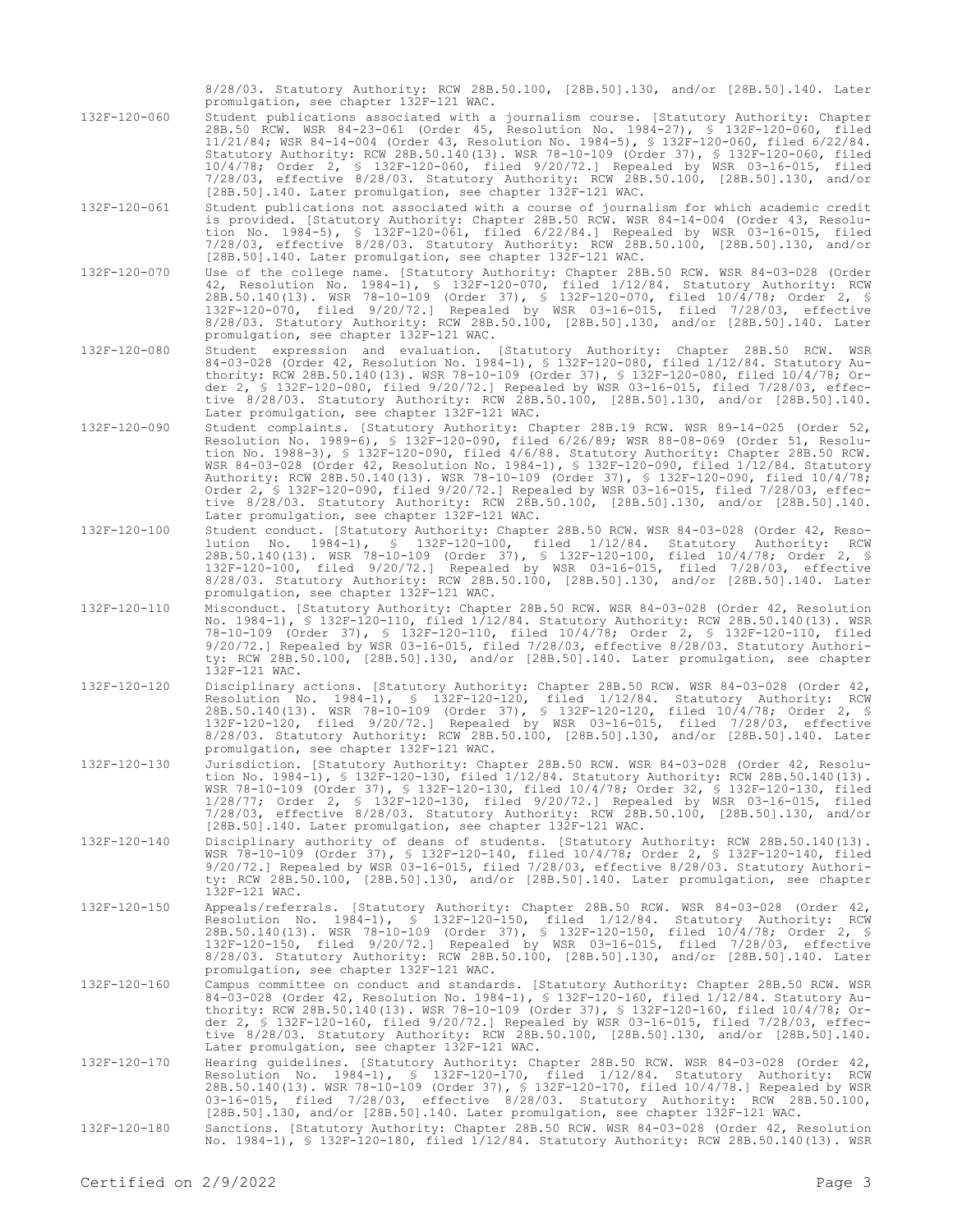8/28/03. Statutory Authority: RCW 28B.50.100, [28B.50].130, and/or [28B.50].140. Later promulgation, see chapter 132F-121 WAC.

132F-120-060 Student publications associated with a journalism course. [Statutory Authority: Chapter 28B.50 RCW. WSR 84-23-061 (Order 45, Resolution No. 1984-27), § 132F-120-060, filed 11/21/84; WSR 84-14-004 (Order 43, Resolution No. 1984-5), § 132F-120-060, filed 6/22/84. Statutory Authority: RCW 28B.50.140(13). WSR 78-10-109 (Order 37), § 132F-120-060, filed 10/4/78; Order 2, § 132F-120-060, filed 9/20/72.] Repealed by WSR 03-16-015, filed 7/28/03, effective 8/28/03. Statutory Authority: RCW 28B.50.100, [28B.50].130, and/or [28B.50].140. Later promulgation, see chapter 132F-121 WAC.

132F-120-061 Student publications not associated with a course of journalism for which academic credit is provided. [Statutory Authority: Chapter 28B.50 RCW. WSR 84-14-004 (Order 43, Resolution No. 1984-5), § 132F-120-061, filed 6/22/84.] Repealed by WSR 03-16-015, filed 7/28/03, effective 8/28/03. Statutory Authority: RCW 28B.50.100, [28B.50].130, and/or [28B.50].140. Later promulgation, see chapter 132F-121 WAC.

132F-120-070 Use of the college name. [Statutory Authority: Chapter 28B.50 RCW. WSR 84-03-028 (Order 42, Resolution No. 1984-1), § 132F-120-070, filed 1/12/84. Statutory Authority: RCW 28B.50.140(13). WSR 78-10-109 (Order 37), § 132F-120-070, filed 10/4/78; Order 2, § 132F-120-070, filed 9/20/72.] Repealed by WSR 03-16-015, filed 7/28/03, effective 8/28/03. Statutory Authority: RCW 28B.50.100, [28B.50].130, and/or [28B.50].140. Later promulgation, see chapter 132F-121 WAC.

132F-120-080 Student expression and evaluation. [Statutory Authority: Chapter 28B.50 RCW. WSR 84-03-028 (Order 42, Resolution No. 1984-1), § 132F-120-080, filed 1/12/84. Statutory Authority: RCW 28B.50.140(13). WSR 78-10-109 (Order 37), § 132F-120-080, filed 10/4/78; Order 2, § 132F-120-080, filed 9/20/72.] Repealed by WSR 03-16-015, filed 7/28/03, effective 8/28/03. Statutory Authority: RCW 28B.50.100, [28B.50].130, and/or [28B.50].140. Later promulgation, see chapter 132F-121 WAC.

132F-120-090 Student complaints. [Statutory Authority: Chapter 28B.19 RCW. WSR 89-14-025 (Order 52, Resolution No. 1989-6), § 132F-120-090, filed 6/26/89; WSR 88-08-069 (Order 51, Resolution No. 1988-3), § 132F-120-090, filed 4/6/88. Statutory Authority: Chapter 28B.50 RCW. WSR 84-03-028 (Order 42, Resolution No. 1984-1), § 132F-120-090, filed 1/12/84. Statutory Authority: RCW 28B.50.140(13). WSR 78-10-109 (Order 37), § 132F-120-090, filed 10/4/78; Order 2, § 132F-120-090, filed 9/20/72.] Repealed by WSR 03-16-015, filed 7/28/03, effective 8/28/03. Statutory Authority: RCW 28B.50.100, [28B.50].130, and/or [28B.50].140. Later promulgation, see chapter 132F-121 WAC.

132F-120-100 Student conduct. [Statutory Authority: Chapter 28B.50 RCW. WSR 84-03-028 (Order 42, Resolution No. 1984-1), § 132F-120-100, filed 1/12/84. Statutory Authority: RCW 28B.50.140(13). WSR 78-10-109 (Order 37), § 132F-120-100, filed 10/4/78; Order 2, § 132F-120-100, filed 9/20/72.] Repealed by WSR 03-16-015, filed 7/28/03, effective 8/28/03. Statutory Authority: RCW 28B.50.100, [28B.50].130, and/or [28B.50].140. Later promulgation, see chapter 132F-121 WAC.

132F-120-110 Misconduct. [Statutory Authority: Chapter 28B.50 RCW. WSR 84-03-028 (Order 42, Resolution No. 1984-1), § 132F-120-110, filed 1/12/84. Statutory Authority: RCW 28B.50.140(13). WSR 78-10-109 (Order 37), § 132F-120-110, filed 10/4/78; Order 2, § 132F-120-110, filed 9/20/72.] Repealed by WSR 03-16-015, filed 7/28/03, effective 8/28/03. Statutory Authority: RCW 28B.50.100, [28B.50].130, and/or [28B.50].140. Later promulgation, see chapter 132F-121 WAC.

132F-120-120 Disciplinary actions. [Statutory Authority: Chapter 28B.50 RCW. WSR 84-03-028 (Order 42, Resolution No. 1984-1), § 132F-120-120, filed 1/12/84. Statutory Authority: RCW 28B.50.140(13). WSR 78-10-109 (Order 37), § 132F-120-120, filed 10/4/78; Order 2, § 132F-120-120, filed 9/20/72.] Repealed by WSR 03-16-015, filed 7/28/03, effective 8/28/03. Statutory Authority: RCW 28B.50.100, [28B.50].130, and/or [28B.50].140. Later promulgation, see chapter 132F-121 WAC.

132F-120-130 Jurisdiction. [Statutory Authority: Chapter 28B.50 RCW. WSR 84-03-028 (Order 42, Resolution No. 1984-1), § 132F-120-130, filed 1/12/84. Statutory Authority: RCW 28B.50.140(13). WSR 78-10-109 (Order 37), § 132F-120-130, filed 10/4/78; Order 32, § 132F-120-130, filed 1/28/77; Order 2, § 132F-120-130, filed 9/20/72.] Repealed by WSR 03-16-015, filed 7/28/03, effective 8/28/03. Statutory Authority: RCW 28B.50.100, [28B.50].130, and/or [28B.50].140. Later promulgation, see chapter 132F-121 WAC.

132F-120-140 Disciplinary authority of deans of students. [Statutory Authority: RCW 28B.50.140(13). WSR 78-10-109 (Order 37), § 132F-120-140, filed 10/4/78; Order 2, § 132F-120-140, filed 9/20/72.] Repealed by WSR 03-16-015, filed 7/28/03, effective 8/28/03. Statutory Authority: RCW 28B.50.100, [28B.50].130, and/or [28B.50].140. Later promulgation, see chapter 132F-121 WAC.

132F-120-150 Appeals/referrals. [Statutory Authority: Chapter 28B.50 RCW. WSR 84-03-028 (Order 42, Resolution No. 1984-1), § 132F-120-150, filed 1/12/84. Statutory Authority: RCW 28B.50.140(13). WSR 78-10-109 (Order 37), § 132F-120-150, filed 10/4/78; Order 2, § 132F-120-150, filed 9/20/72.] Repealed by WSR 03-16-015, filed 7/28/03, effective 8/28/03. Statutory Authority: RCW 28B.50.100, [28B.50].130, and/or [28B.50].140. Later promulgation, see chapter 132F-121 WAC.

132F-120-160 Campus committee on conduct and standards. [Statutory Authority: Chapter 28B.50 RCW. WSR 84-03-028 (Order 42, Resolution No. 1984-1), § 132F-120-160, filed 1/12/84. Statutory Authority: RCW 28B.50.140(13). WSR 78-10-109 (Order 37), § 132F-120-160, filed 10/4/78; Order 2, § 132F-120-160, filed 9/20/72.] Repealed by WSR 03-16-015, filed 7/28/03, effective 8/28/03. Statutory Authority: RCW 28B.50.100, [28B.50].130, and/or [28B.50].140. Later promulgation, see chapter 132F-121 WAC.

132F-120-170 Hearing guidelines. [Statutory Authority: Chapter 28B.50 RCW. WSR 84-03-028 (Order 42, Resolution No. 1984-1), § 132F-120-170, filed 1/12/84. Statutory Authority: RCW 28B.50.140(13). WSR 78-10-109 (Order 37), § 132F-120-170, filed 10/4/78.] Repealed by WSR 03-16-015, filed 7/28/03, effective 8/28/03. Statutory Authority: RCW 28B.50.100, [28B.50].130, and/or [28B.50].140. Later promulgation, see chapter 132F-121 WAC.

132F-120-180 Sanctions. [Statutory Authority: Chapter 28B.50 RCW. WSR 84-03-028 (Order 42, Resolution No. 1984-1), § 132F-120-180, filed 1/12/84. Statutory Authority: RCW 28B.50.140(13). WSR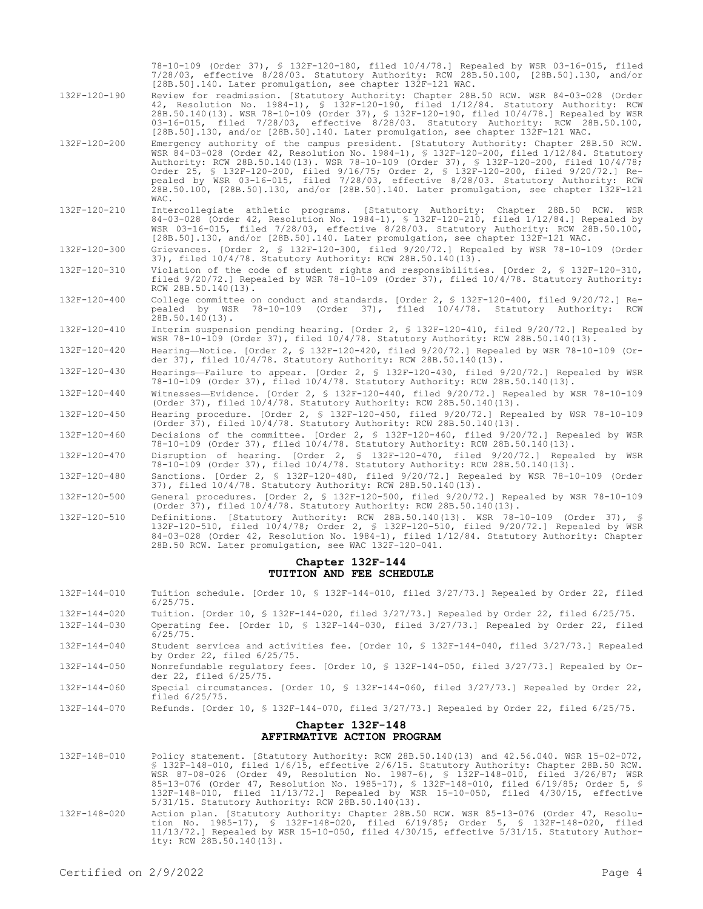78-10-109 (Order 37), § 132F-120-180, filed 10/4/78.] Repealed by WSR 03-16-015, filed 7/28/03, effective 8/28/03. Statutory Authority: RCW 28B.50.100, [28B.50].130, and/or [28B.50].140. Later promulgation, see chapter 132F-121 WAC.

132F-120-190 Review for readmission. [Statutory Authority: Chapter 28B.50 RCW. WSR 84-03-028 (Order 42, Resolution No. 1984-1), § 132F-120-190, filed 1/12/84. Statutory Authority: RCW 28B.50.140(13). WSR 78-10-109 (Order 37), § 132F-120-190, filed 10/4/78.] Repealed by WSR 03-16-015, filed 7/28/03, effective 8/28/03. Statutory Authority: RCW 28B.50.100, [28B.50].130, and/or [28B.50].140. Later promulgation, see chapter 132F-121 WAC.

132F-120-200 Emergency authority of the campus president. [Statutory Authority: Chapter 28B.50 RCW. WSR 84-03-028 (Order 42, Resolution No. 1984-1), § 132F-120-200, filed 1/12/84. Statutory Authority: RCW 28B.50.140(13). WSR 78-10-109 (Order 37), § 132F-120-200, filed 10/4/78; Order 25, § 132F-120-200, filed 9/16/75; Order 2, § 132F-120-200, filed 9/20/72.] Repealed by WSR 03-16-015, filed 7/28/03, effective 8/28/03. Statutory Authority: RCW 28B.50.100, [28B.50].130, and/or [28B.50].140. Later promulgation, see chapter 132F-121 WAC.

132F-120-210 Intercollegiate athletic programs. [Statutory Authority: Chapter 28B.50 RCW. WSR 84-03-028 (Order 42, Resolution No. 1984-1), § 132F-120-210, filed 1/12/84.] Repealed by WSR 03-16-015, filed 7/28/03, effective 8/28/03. Statutory Authority: RCW 28B.50.100, [28B.50].130, and/or [28B.50].140. Later promulgation, see chapter 132F-121 WAC.

132F-120-300 Grievances. [Order 2, § 132F-120-300, filed 9/20/72.] Repealed by WSR 78-10-109 (Order 37), filed 10/4/78. Statutory Authority: RCW 28B.50.140(13).

132F-120-310 Violation of the code of student rights and responsibilities. [Order 2, § 132F-120-310, filed 9/20/72.] Repealed by WSR 78-10-109 (Order 37), filed 10/4/78. Statutory Authority: RCW 28B.50.140(13).

132F-120-400 College committee on conduct and standards. [Order 2, § 132F-120-400, filed 9/20/72.] Repealed by WSR 78-10-109 (Order 37), filed 10/4/78. Statutory Authority: RCW 28B.50.140(13).

132F-120-410 Interim suspension pending hearing. [Order 2, § 132F-120-410, filed 9/20/72.] Repealed by WSR 78-10-109 (Order 37), filed 10/4/78. Statutory Authority: RCW 28B.50.140(13).

132F-120-420 Hearing—Notice. [Order 2, § 132F-120-420, filed 9/20/72.] Repealed by WSR 78-10-109 (Order 37), filed 10/4/78. Statutory Authority: RCW 28B.50.140(13).

132F-120-430 Hearings—Failure to appear. [Order 2, § 132F-120-430, filed 9/20/72.] Repealed by WSR 78-10-109 (Order 37), filed 10/4/78. Statutory Authority: RCW 28B.50.140(13).

132F-120-440 Witnesses—Evidence. [Order 2, § 132F-120-440, filed 9/20/72.] Repealed by WSR 78-10-109 (Order 37), filed 10/4/78. Statutory Authority: RCW 28B.50.140(13).

132F-120-450 Hearing procedure. [Order 2, § 132F-120-450, filed 9/20/72.] Repealed by WSR 78-10-109 (Order 37), filed 10/4/78. Statutory Authority: RCW 28B.50.140(13).

132F-120-460 Decisions of the committee. [Order 2, § 132F-120-460, filed 9/20/72.] Repealed by WSR 78-10-109 (Order 37), filed 10/4/78. Statutory Authority: RCW 28B.50.140(13).

132F-120-470 Disruption of hearing. [Order 2, § 132F-120-470, filed 9/20/72.] Repealed by WSR 78-10-109 (Order 37), filed 10/4/78. Statutory Authority: RCW 28B.50.140(13).

132F-120-480 Sanctions. [Order 2, § 132F-120-480, filed 9/20/72.] Repealed by WSR 78-10-109 (Order 37), filed 10/4/78. Statutory Authority: RCW 28B.50.140(13).

132F-120-500 General procedures. [Order 2, § 132F-120-500, filed 9/20/72.] Repealed by WSR 78-10-109 (Order 37), filed 10/4/78. Statutory Authority: RCW 28B.50.140(13).

132F-120-510 Definitions. [Statutory Authority: RCW 28B.50.140(13). WSR 78-10-109 (Order 37), § 132F-120-510, filed 10/4/78; Order 2, § 132F-120-510, filed 9/20/72.] Repealed by WSR 84-03-028 (Order 42, Resolution No. 1984-1), filed 1/12/84. Statutory Authority: Chapter 28B.50 RCW. Later promulgation, see WAC 132F-120-041.

## Chapter 132F-144
## TUITION AND FEE SCHEDULE

132F-144-010 Tuition schedule. [Order 10, § 132F-144-010, filed 3/27/73.] Repealed by Order 22, filed 6/25/75.

132F-144-020 Tuition. [Order 10, § 132F-144-020, filed 3/27/73.] Repealed by Order 22, filed 6/25/75.

132F-144-030 Operating fee. [Order 10, § 132F-144-030, filed 3/27/73.] Repealed by Order 22, filed 6/25/75.

132F-144-040 Student services and activities fee. [Order 10, § 132F-144-040, filed 3/27/73.] Repealed by Order 22, filed 6/25/75.

132F-144-050 Nonrefundable regulatory fees. [Order 10, § 132F-144-050, filed 3/27/73.] Repealed by Order 22, filed 6/25/75.

132F-144-060 Special circumstances. [Order 10, § 132F-144-060, filed 3/27/73.] Repealed by Order 22, filed 6/25/75.

132F-144-070 Refunds. [Order 10, § 132F-144-070, filed 3/27/73.] Repealed by Order 22, filed 6/25/75.

## Chapter 132F-148
## AFFIRMATIVE ACTION PROGRAM

132F-148-010 Policy statement. [Statutory Authority: RCW 28B.50.140(13) and 42.56.040. WSR 15-02-072, § 132F-148-010, filed 1/6/15, effective 2/6/15. Statutory Authority: Chapter 28B.50 RCW. WSR 87-08-026 (Order 49, Resolution No. 1987-6), § 132F-148-010, filed 3/26/87; WSR 85-13-076 (Order 47, Resolution No. 1985-17), § 132F-148-010, filed 6/19/85; Order 5, § 132F-148-010, filed 11/13/72.] Repealed by WSR 15-10-050, filed 4/30/15, effective 5/31/15. Statutory Authority: RCW 28B.50.140(13).

132F-148-020 Action plan. [Statutory Authority: Chapter 28B.50 RCW. WSR 85-13-076 (Order 47, Resolution No. 1985-17), § 132F-148-020, filed 6/19/85; Order 5, § 132F-148-020, filed 11/13/72.] Repealed by WSR 15-10-050, filed 4/30/15, effective 5/31/15. Statutory Authority: RCW 28B.50.140(13).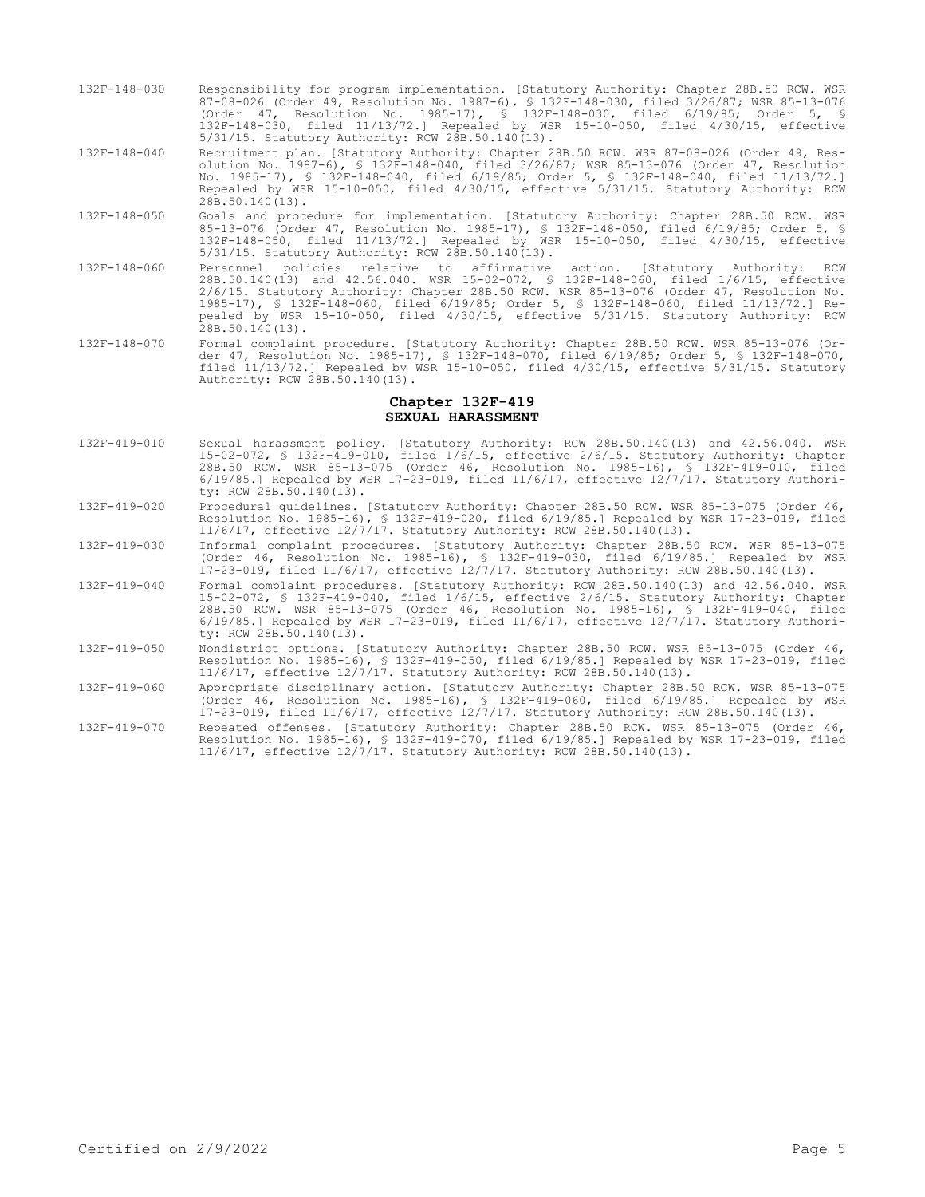132F-148-030 Responsibility for program implementation. [Statutory Authority: Chapter 28B.50 RCW. WSR 87-08-026 (Order 49, Resolution No. 1987-6), § 132F-148-030, filed 3/26/87; WSR 85-13-076 (Order 47, Resolution No. 1985-17), § 132F-148-030, filed 6/19/85; Order 5, § 132F-148-030, filed 11/13/72.] Repealed by WSR 15-10-050, filed 4/30/15, effective 5/31/15. Statutory Authority: RCW 28B.50.140(13).

132F-148-040 Recruitment plan. [Statutory Authority: Chapter 28B.50 RCW. WSR 87-08-026 (Order 49, Resolution No. 1987-6), § 132F-148-040, filed 3/26/87; WSR 85-13-076 (Order 47, Resolution No. 1985-17), § 132F-148-040, filed 6/19/85; Order 5, § 132F-148-040, filed 11/13/72.] Repealed by WSR 15-10-050, filed 4/30/15, effective 5/31/15. Statutory Authority: RCW 28B.50.140(13).

132F-148-050 Goals and procedure for implementation. [Statutory Authority: Chapter 28B.50 RCW. WSR 85-13-076 (Order 47, Resolution No. 1985-17), § 132F-148-050, filed 6/19/85; Order 5, § 132F-148-050, filed 11/13/72.] Repealed by WSR 15-10-050, filed 4/30/15, effective 5/31/15. Statutory Authority: RCW 28B.50.140(13).

132F-148-060 Personnel policies relative to affirmative action. [Statutory Authority: RCW 28B.50.140(13) and 42.56.040. WSR 15-02-072, § 132F-148-060, filed 1/6/15, effective 2/6/15. Statutory Authority: Chapter 28B.50 RCW. WSR 85-13-076 (Order 47, Resolution No. 1985-17), § 132F-148-060, filed 6/19/85; Order 5, § 132F-148-060, filed 11/13/72.] Repealed by WSR 15-10-050, filed 4/30/15, effective 5/31/15. Statutory Authority: RCW 28B.50.140(13).

132F-148-070 Formal complaint procedure. [Statutory Authority: Chapter 28B.50 RCW. WSR 85-13-076 (Order 47, Resolution No. 1985-17), § 132F-148-070, filed 6/19/85; Order 5, § 132F-148-070, filed 11/13/72.] Repealed by WSR 15-10-050, filed 4/30/15, effective 5/31/15. Statutory Authority: RCW 28B.50.140(13).

## Chapter 132F-419
## SEXUAL HARASSMENT

132F-419-010 Sexual harassment policy. [Statutory Authority: RCW 28B.50.140(13) and 42.56.040. WSR 15-02-072, § 132F-419-010, filed 1/6/15, effective 2/6/15. Statutory Authority: Chapter 28B.50 RCW. WSR 85-13-075 (Order 46, Resolution No. 1985-16), § 132F-419-010, filed 6/19/85.] Repealed by WSR 17-23-019, filed 11/6/17, effective 12/7/17. Statutory Authority: RCW 28B.50.140(13).

132F-419-020 Procedural guidelines. [Statutory Authority: Chapter 28B.50 RCW. WSR 85-13-075 (Order 46, Resolution No. 1985-16), § 132F-419-020, filed 6/19/85.] Repealed by WSR 17-23-019, filed 11/6/17, effective 12/7/17. Statutory Authority: RCW 28B.50.140(13).

132F-419-030 Informal complaint procedures. [Statutory Authority: Chapter 28B.50 RCW. WSR 85-13-075 (Order 46, Resolution No. 1985-16), § 132F-419-030, filed 6/19/85.] Repealed by WSR 17-23-019, filed 11/6/17, effective 12/7/17. Statutory Authority: RCW 28B.50.140(13).

132F-419-040 Formal complaint procedures. [Statutory Authority: RCW 28B.50.140(13) and 42.56.040. WSR 15-02-072, § 132F-419-040, filed 1/6/15, effective 2/6/15. Statutory Authority: Chapter 28B.50 RCW. WSR 85-13-075 (Order 46, Resolution No. 1985-16), § 132F-419-040, filed 6/19/85.] Repealed by WSR 17-23-019, filed 11/6/17, effective 12/7/17. Statutory Authority: RCW 28B.50.140(13).

132F-419-050 Nondistrict options. [Statutory Authority: Chapter 28B.50 RCW. WSR 85-13-075 (Order 46, Resolution No. 1985-16), § 132F-419-050, filed 6/19/85.] Repealed by WSR 17-23-019, filed 11/6/17, effective 12/7/17. Statutory Authority: RCW 28B.50.140(13).

132F-419-060 Appropriate disciplinary action. [Statutory Authority: Chapter 28B.50 RCW. WSR 85-13-075 (Order 46, Resolution No. 1985-16), § 132F-419-060, filed 6/19/85.] Repealed by WSR 17-23-019, filed 11/6/17, effective 12/7/17. Statutory Authority: RCW 28B.50.140(13).

132F-419-070 Repeated offenses. [Statutory Authority: Chapter 28B.50 RCW. WSR 85-13-075 (Order 46, Resolution No. 1985-16), § 132F-419-070, filed 6/19/85.] Repealed by WSR 17-23-019, filed 11/6/17, effective 12/7/17. Statutory Authority: RCW 28B.50.140(13).